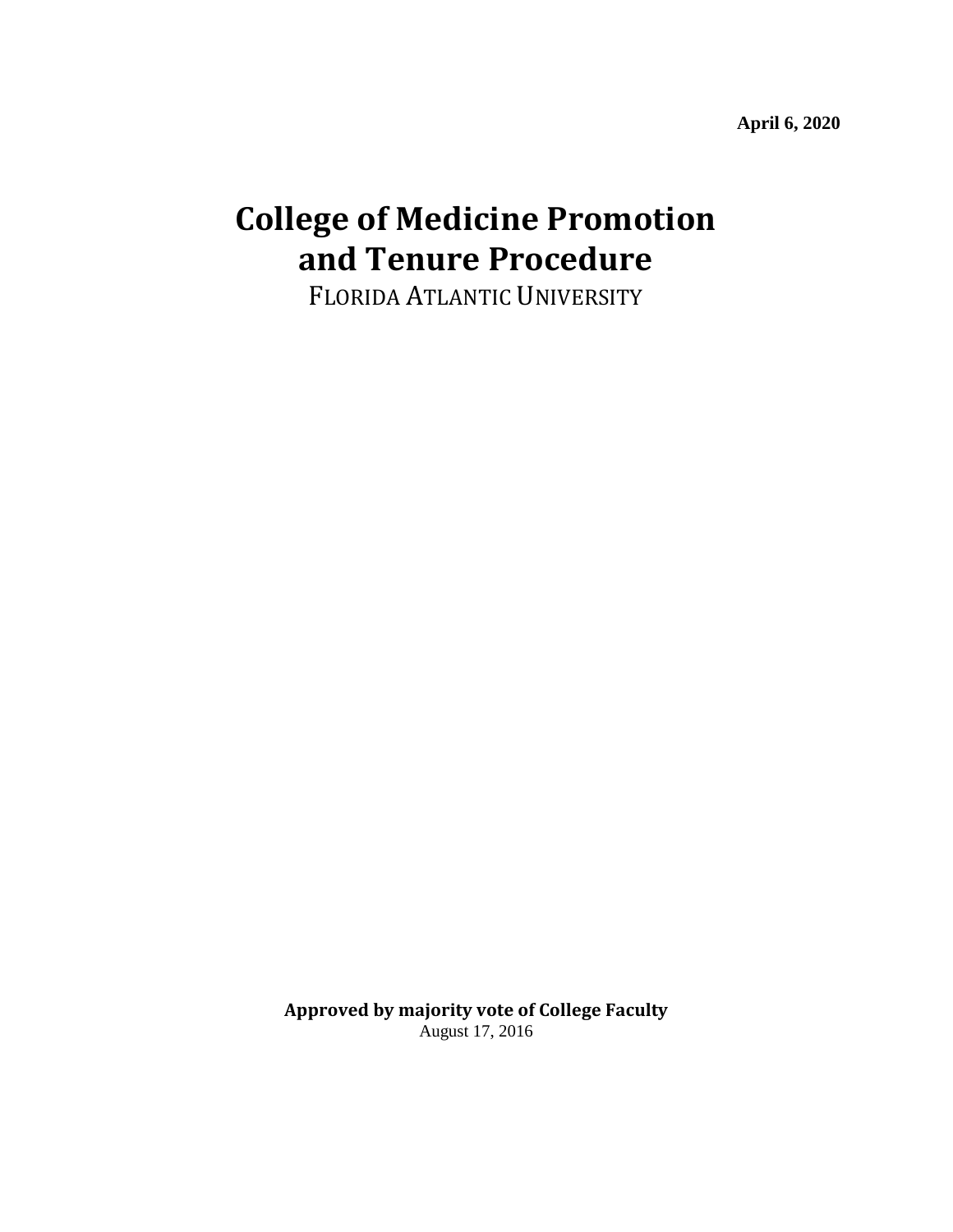**April 6, 2020**

# College of Medicine Promotion and Tenure Procedure

FLORIDA ATLANTIC UNIVERSITY

**Approved by majority vote of College Faculty**

August 17, 2016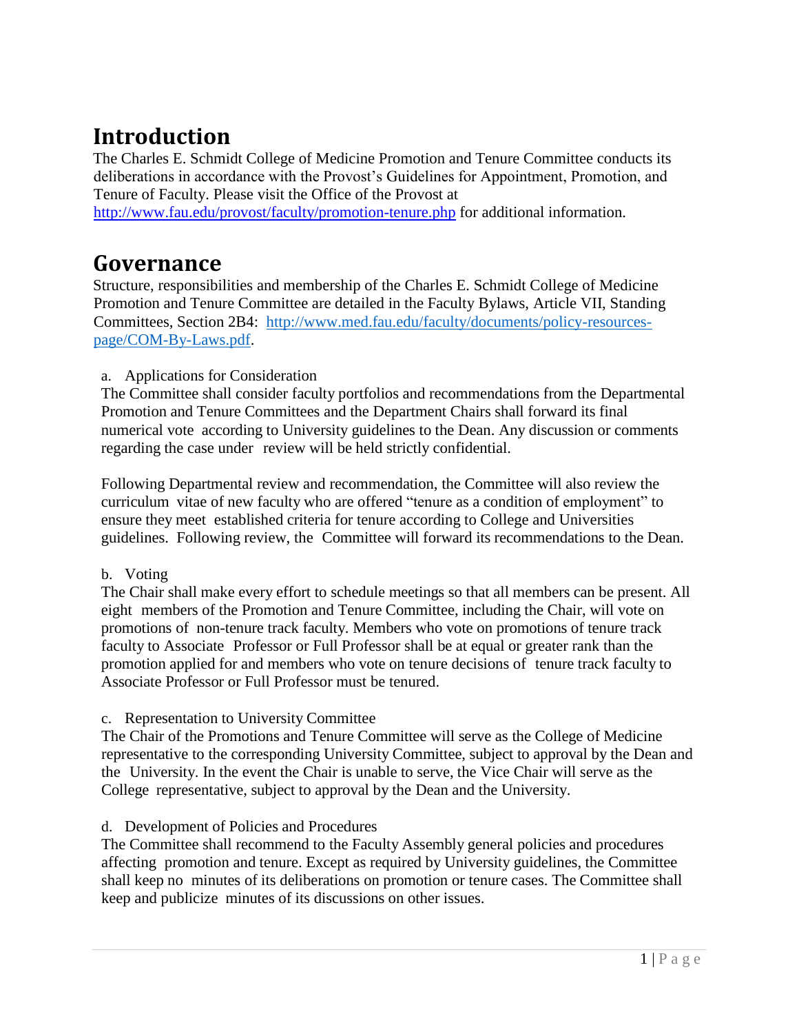# Introduction

The Charles E. Schmidt College of Medicine Promotion and Tenure Committee conducts its deliberations in accordance with the Provost's Guidelines for Appointment, Promotion, and Tenure of Faculty. Please visit the Office of the Provost at http://www.fau.edu/provost/faculty/promotion-tenure.php for additional information.

# Governance

Structure, responsibilities and membership of the Charles E. Schmidt College of Medicine Promotion and Tenure Committee are detailed in the Faculty Bylaws, Article VII, Standing Committees, Section 2B4: http://www.med.fau.edu/faculty/documents/policy-resources-page/COM-By-Laws.pdf.

a. Applications for Consideration

The Committee shall consider faculty portfolios and recommendations from the Departmental Promotion and Tenure Committees and the Department Chairs shall forward its final numerical vote according to University guidelines to the Dean. Any discussion or comments regarding the case under review will be held strictly confidential.

Following Departmental review and recommendation, the Committee will also review the curriculum vitae of new faculty who are offered "tenure as a condition of employment" to ensure they meet established criteria for tenure according to College and Universities guidelines. Following review, the Committee will forward its recommendations to the Dean.

b. Voting

The Chair shall make every effort to schedule meetings so that all members can be present. All eight members of the Promotion and Tenure Committee, including the Chair, will vote on promotions of non-tenure track faculty. Members who vote on promotions of tenure track faculty to Associate Professor or Full Professor shall be at equal or greater rank than the promotion applied for and members who vote on tenure decisions of tenure track faculty to Associate Professor or Full Professor must be tenured.

c. Representation to University Committee

The Chair of the Promotions and Tenure Committee will serve as the College of Medicine representative to the corresponding University Committee, subject to approval by the Dean and the University. In the event the Chair is unable to serve, the Vice Chair will serve as the College representative, subject to approval by the Dean and the University.

d. Development of Policies and Procedures

The Committee shall recommend to the Faculty Assembly general policies and procedures affecting promotion and tenure. Except as required by University guidelines, the Committee shall keep no minutes of its deliberations on promotion or tenure cases. The Committee shall keep and publicize minutes of its discussions on other issues.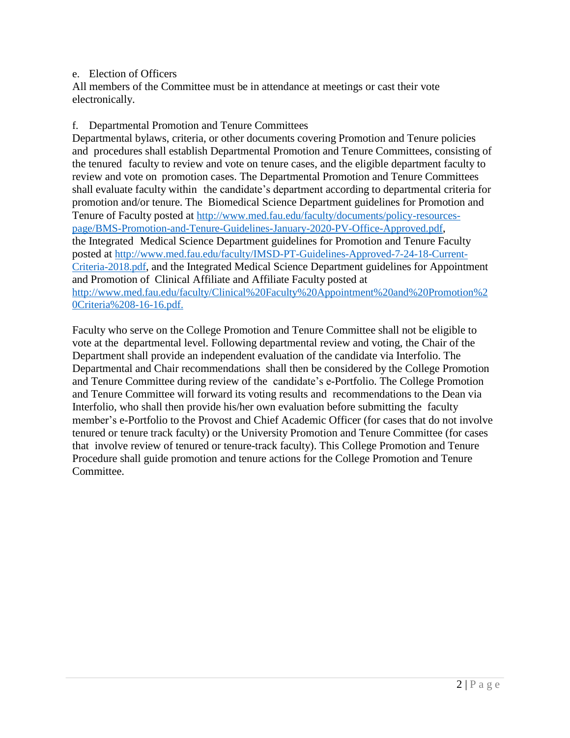e. Election of Officers

All members of the Committee must be in attendance at meetings or cast their vote electronically.

f. Departmental Promotion and Tenure Committees

Departmental bylaws, criteria, or other documents covering Promotion and Tenure policies and procedures shall establish Departmental Promotion and Tenure Committees, consisting of the tenured faculty to review and vote on tenure cases, and the eligible department faculty to review and vote on promotion cases. The Departmental Promotion and Tenure Committees shall evaluate faculty within the candidate's department according to departmental criteria for promotion and/or tenure. The Biomedical Science Department guidelines for Promotion and Tenure of Faculty posted at [http://www.med.fau.edu/faculty/documents/policy-resources-page/BMS-Promotion-and-Tenure-Guidelines-January-2020-PV-Office-Approved.pdf](http://www.med.fau.edu/faculty/documents/policy-resources-page/BMS-Promotion-and-Tenure-Guidelines-January-2020-PV-Office-Approved.pdf), the Integrated Medical Science Department guidelines for Promotion and Tenure Faculty posted at [http://www.med.fau.edu/faculty/IMSD-PT-Guidelines-Approved-7-24-18-Current-Criteria-2018.pdf](http://www.med.fau.edu/faculty/IMSD-PT-Guidelines-Approved-7-24-18-Current-Criteria-2018.pdf), and the Integrated Medical Science Department guidelines for Appointment and Promotion of Clinical Affiliate and Affiliate Faculty posted at [http://www.med.fau.edu/faculty/Clinical%20Faculty%20Appointment%20and%20Promotion%20Criteria%208-16-16.pdf.](http://www.med.fau.edu/faculty/Clinical%20Faculty%20Appointment%20and%20Promotion%20Criteria%208-16-16.pdf)

Faculty who serve on the College Promotion and Tenure Committee shall not be eligible to vote at the departmental level. Following departmental review and voting, the Chair of the Department shall provide an independent evaluation of the candidate via Interfolio. The Departmental and Chair recommendations shall then be considered by the College Promotion and Tenure Committee during review of the candidate's e-Portfolio. The College Promotion and Tenure Committee will forward its voting results and recommendations to the Dean via Interfolio, who shall then provide his/her own evaluation before submitting the faculty member's e-Portfolio to the Provost and Chief Academic Officer (for cases that do not involve tenured or tenure track faculty) or the University Promotion and Tenure Committee (for cases that involve review of tenured or tenure-track faculty). This College Promotion and Tenure Procedure shall guide promotion and tenure actions for the College Promotion and Tenure Committee.